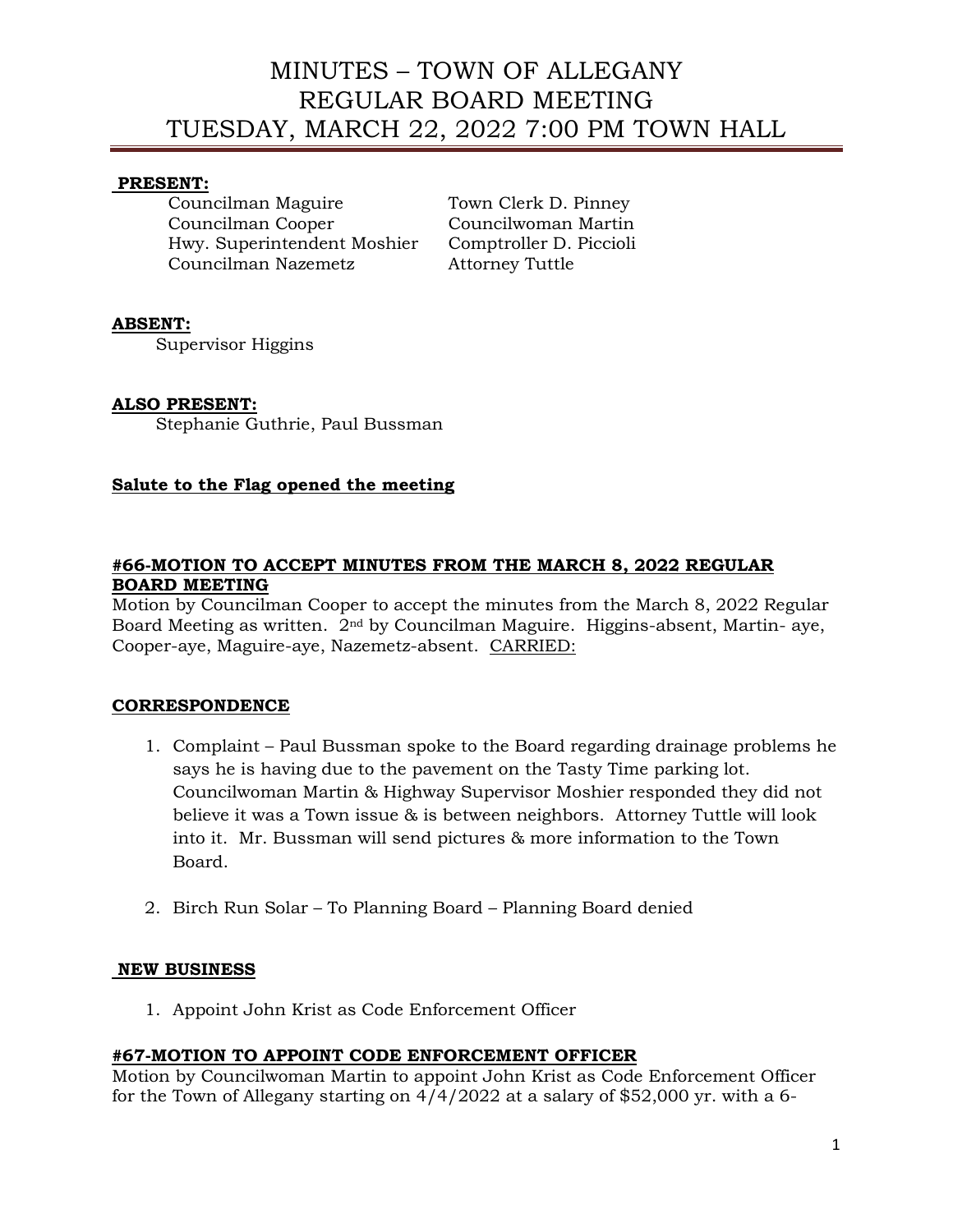# MINUTES – TOWN OF ALLEGANY
# REGULAR BOARD MEETING
# TUESDAY, MARCH 22, 2022 7:00 PM TOWN HALL

**PRESENT:**

Councilman Maguire
Councilman Cooper
Hwy. Superintendent Moshier
Councilman Nazemetz
Town Clerk D. Pinney
Councilwoman Martin
Comptroller D. Piccioli
Attorney Tuttle

**ABSENT:**

Supervisor Higgins

**ALSO PRESENT:**

Stephanie Guthrie, Paul Bussman

**Salute to the Flag opened the meeting**

**#66-MOTION TO ACCEPT MINUTES FROM THE MARCH 8, 2022 REGULAR BOARD MEETING**

Motion by Councilman Cooper to accept the minutes from the March 8, 2022 Regular Board Meeting as written. 2nd by Councilman Maguire. Higgins-absent, Martin- aye, Cooper-aye, Maguire-aye, Nazemetz-absent. CARRIED:

**CORRESPONDENCE**

1. Complaint – Paul Bussman spoke to the Board regarding drainage problems he says he is having due to the pavement on the Tasty Time parking lot. Councilwoman Martin & Highway Supervisor Moshier responded they did not believe it was a Town issue & is between neighbors. Attorney Tuttle will look into it. Mr. Bussman will send pictures & more information to the Town Board.

2. Birch Run Solar – To Planning Board – Planning Board denied

**NEW BUSINESS**

1. Appoint John Krist as Code Enforcement Officer

**#67-MOTION TO APPOINT CODE ENFORCEMENT OFFICER**

Motion by Councilwoman Martin to appoint John Krist as Code Enforcement Officer for the Town of Allegany starting on 4/4/2022 at a salary of $52,000 yr. with a 6-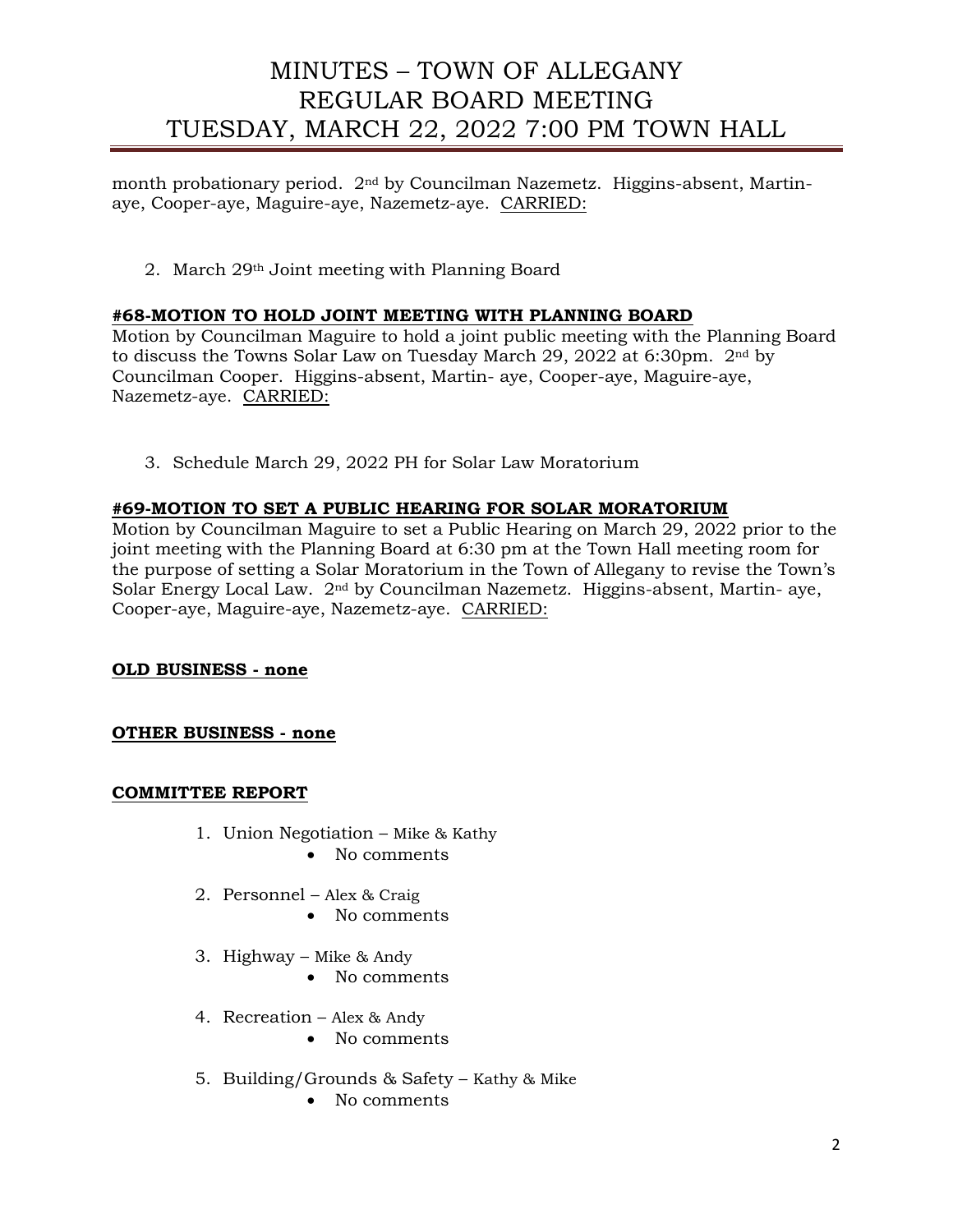month probationary period. 2nd by Councilman Nazemetz. Higgins-absent, Martin-aye, Cooper-aye, Maguire-aye, Nazemetz-aye. CARRIED:

2. March 29th Joint meeting with Planning Board

**#68-MOTION TO HOLD JOINT MEETING WITH PLANNING BOARD**

Motion by Councilman Maguire to hold a joint public meeting with the Planning Board to discuss the Towns Solar Law on Tuesday March 29, 2022 at 6:30pm. 2nd by Councilman Cooper. Higgins-absent, Martin- aye, Cooper-aye, Maguire-aye, Nazemetz-aye. CARRIED:

3. Schedule March 29, 2022 PH for Solar Law Moratorium

**#69-MOTION TO SET A PUBLIC HEARING FOR SOLAR MORATORIUM**

Motion by Councilman Maguire to set a Public Hearing on March 29, 2022 prior to the joint meeting with the Planning Board at 6:30 pm at the Town Hall meeting room for the purpose of setting a Solar Moratorium in the Town of Allegany to revise the Town's Solar Energy Local Law. 2nd by Councilman Nazemetz. Higgins-absent, Martin- aye, Cooper-aye, Maguire-aye, Nazemetz-aye. CARRIED:

**OLD BUSINESS - none**

**OTHER BUSINESS - none**

**COMMITTEE REPORT**

1. Union Negotiation – Mike & Kathy
   - No comments
2. Personnel – Alex & Craig
   - No comments
3. Highway – Mike & Andy
   - No comments
4. Recreation – Alex & Andy
   - No comments
5. Building/Grounds & Safety – Kathy & Mike
   - No comments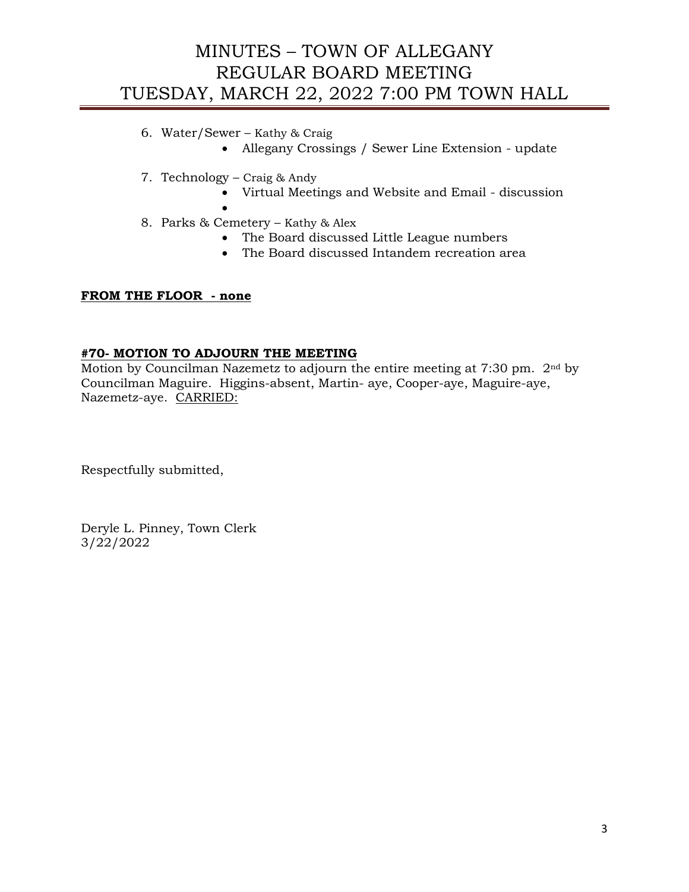6. Water/Sewer – Kathy & Craig
    - Allegany Crossings / Sewer Line Extension - update

7. Technology – Craig & Andy
    - Virtual Meetings and Website and Email - discussion
    -

8. Parks & Cemetery – Kathy & Alex
    - The Board discussed Little League numbers
    - The Board discussed Intandem recreation area

**FROM THE FLOOR - none**

**#70- MOTION TO ADJOURN THE MEETING**

Motion by Councilman Nazemetz to adjourn the entire meeting at 7:30 pm. 2nd by Councilman Maguire. Higgins-absent, Martin- aye, Cooper-aye, Maguire-aye, Nazemetz-aye. CARRIED:

Respectfully submitted,

Deryle L. Pinney, Town Clerk
3/22/2022